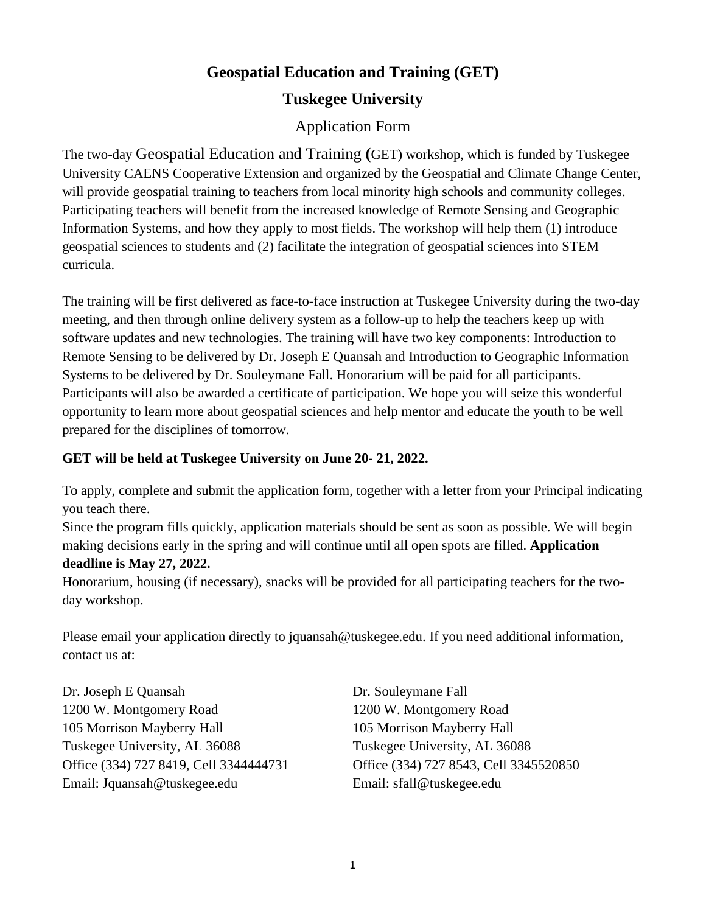# Geospatial Education and Training (GET)

## Tuskegee University

### Application Form

The two-day Geospatial Education and Training (GET) workshop, which is funded by Tuskegee University CAENS Cooperative Extension and organized by the Geospatial and Climate Change Center, will provide geospatial training to teachers from local minority high schools and community colleges. Participating teachers will benefit from the increased knowledge of Remote Sensing and Geographic Information Systems, and how they apply to most fields. The workshop will help them (1) introduce geospatial sciences to students and (2) facilitate the integration of geospatial sciences into STEM curricula.

The training will be first delivered as face-to-face instruction at Tuskegee University during the two-day meeting, and then through online delivery system as a follow-up to help the teachers keep up with software updates and new technologies. The training will have two key components: Introduction to Remote Sensing to be delivered by Dr. Joseph E Quansah and Introduction to Geographic Information Systems to be delivered by Dr. Souleymane Fall. Honorarium will be paid for all participants. Participants will also be awarded a certificate of participation. We hope you will seize this wonderful opportunity to learn more about geospatial sciences and help mentor and educate the youth to be well prepared for the disciplines of tomorrow.

**GET will be held at Tuskegee University on June 20- 21, 2022.**

To apply, complete and submit the application form, together with a letter from your Principal indicating you teach there.
Since the program fills quickly, application materials should be sent as soon as possible. We will begin making decisions early in the spring and will continue until all open spots are filled. **Application deadline is May 27, 2022.**
Honorarium, housing (if necessary), snacks will be provided for all participating teachers for the two-day workshop.

Please email your application directly to jquansah@tuskegee.edu. If you need additional information, contact us at:

Dr. Joseph E Quansah
1200 W. Montgomery Road
105 Morrison Mayberry Hall
Tuskegee University, AL 36088
Office (334) 727 8419, Cell 3344444731
Email: Jquansah@tuskegee.edu

Dr. Souleymane Fall
1200 W. Montgomery Road
105 Morrison Mayberry Hall
Tuskegee University, AL 36088
Office (334) 727 8543, Cell 3345520850
Email: sfall@tuskegee.edu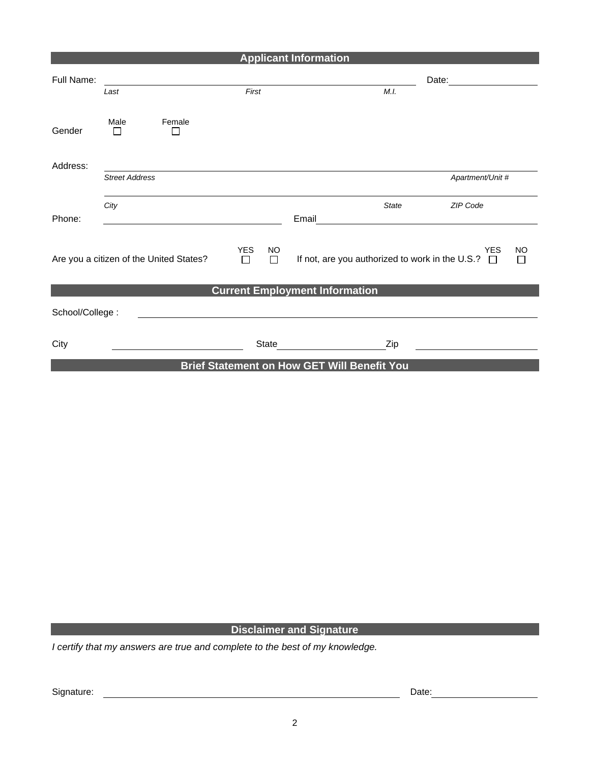## Applicant Information

Full Name: \_\_\_\_\_\_\_\_\_\_\_\_\_\_\_\_\_\_\_\_\_\_\_\_\_\_\_\_\_\_\_\_\_\_\_\_\_\_\_\_ Date: \_\_\_\_\_\_\_\_\_\_\_\_

*Last* *First* *M.I.*

Gender: Male ☐ Female ☐

Address: \_\_\_\_\_\_\_\_\_\_\_\_\_\_\_\_\_\_\_\_\_\_\_\_\_\_\_\_\_\_\_\_\_\_\_\_\_\_\_\_\_\_\_\_\_\_\_\_

*Street Address* *Apartment/Unit #*

\_\_\_\_\_\_\_\_\_\_\_\_\_\_\_\_\_\_\_\_\_\_\_\_\_\_\_\_\_\_\_\_\_\_\_\_\_\_\_\_\_\_\_\_\_\_\_\_

*City* *State* *ZIP Code*

Phone: \_\_\_\_\_\_\_\_\_\_\_\_\_\_\_\_\_\_\_\_ Email \_\_\_\_\_\_\_\_\_\_\_\_\_\_\_\_\_\_\_\_\_\_\_\_\_\_\_\_

Are you a citizen of the United States? YES ☐ NO ☐ If not, are you authorized to work in the U.S.? YES ☐ NO ☐

## Current Employment Information

School/College : \_\_\_\_\_\_\_\_\_\_\_\_\_\_\_\_\_\_\_\_\_\_\_\_\_\_\_\_\_\_\_\_\_\_\_\_\_\_\_\_

City \_\_\_\_\_\_\_\_\_\_\_\_\_\_\_\_ State \_\_\_\_\_\_\_\_\_\_\_\_\_\_\_\_ Zip \_\_\_\_\_\_\_\_\_\_\_\_\_\_\_\_

## Brief Statement on How GET Will Benefit You

## Disclaimer and Signature

*I certify that my answers are true and complete to the best of my knowledge.*

Signature: \_\_\_\_\_\_\_\_\_\_\_\_\_\_\_\_\_\_\_\_\_\_\_\_\_\_\_\_\_\_\_\_\_\_\_\_\_\_\_\_ Date: \_\_\_\_\_\_\_\_\_\_\_\_